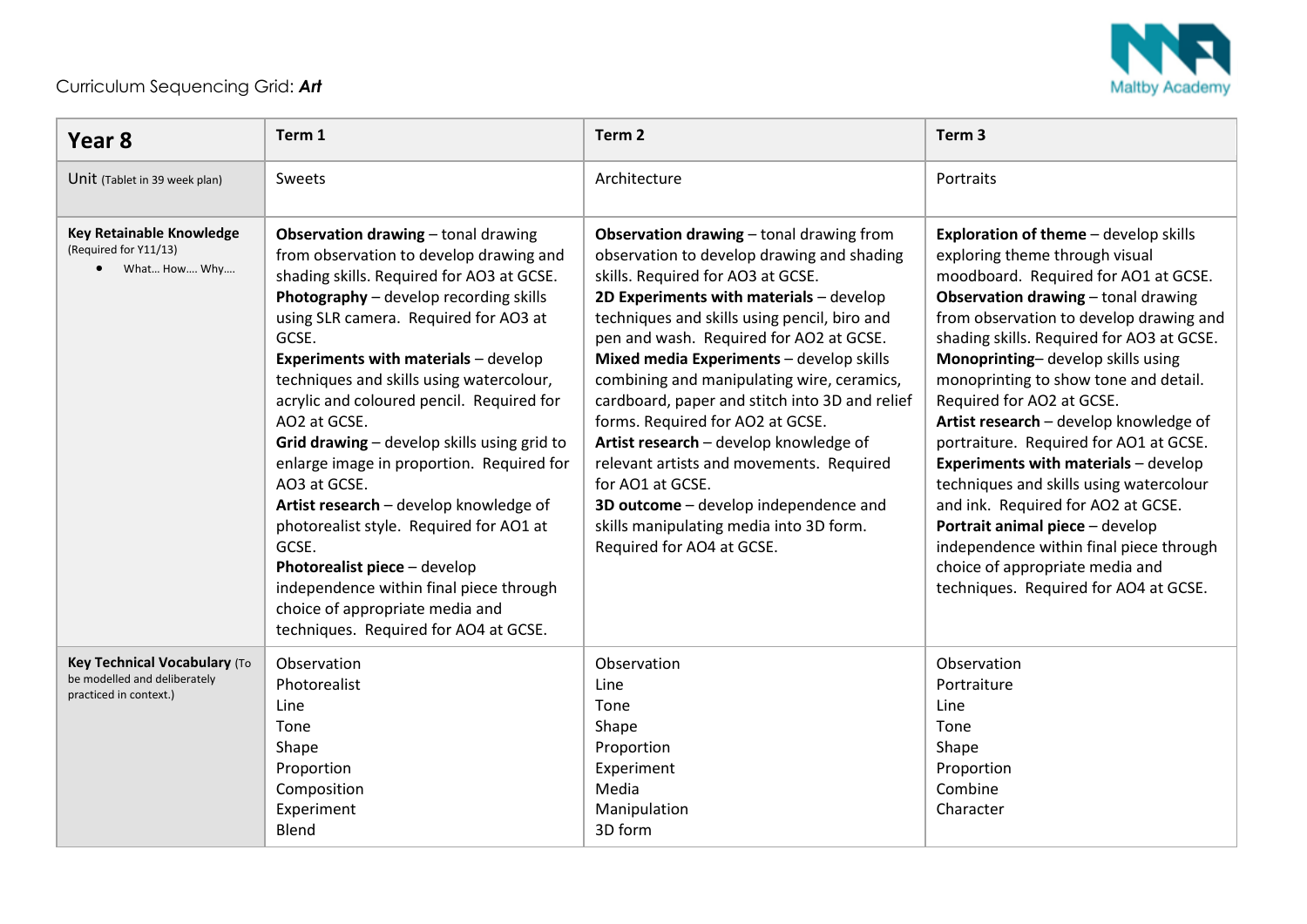Curriculum Sequencing Grid: ***Art***

| **Year 8** | **Term 1** | **Term 2** | **Term 3** |
|---|---|---|---|
| Unit (Tablet in 39 week plan) | Sweets | Architecture | Portraits |
| **Key Retainable Knowledge** (Required for Y11/13)<br>• What… How…. Why…. | **Observation drawing** – tonal drawing from observation to develop drawing and shading skills. Required for AO3 at GCSE.<br>**Photography** – develop recording skills using SLR camera. Required for AO3 at GCSE.<br>**Experiments with materials** – develop techniques and skills using watercolour, acrylic and coloured pencil. Required for AO2 at GCSE.<br>**Grid drawing** – develop skills using grid to enlarge image in proportion. Required for AO3 at GCSE.<br>**Artist research** – develop knowledge of photorealist style. Required for AO1 at GCSE.<br>**Photorealist piece** – develop independence within final piece through choice of appropriate media and techniques. Required for AO4 at GCSE. | **Observation drawing** – tonal drawing from observation to develop drawing and shading skills. Required for AO3 at GCSE.<br>**2D Experiments with materials** – develop techniques and skills using pencil, biro and pen and wash. Required for AO2 at GCSE.<br>**Mixed media Experiments** – develop skills combining and manipulating wire, ceramics, cardboard, paper and stitch into 3D and relief forms. Required for AO2 at GCSE.<br>**Artist research** – develop knowledge of relevant artists and movements. Required for AO1 at GCSE.<br>**3D outcome** – develop independence and skills manipulating media into 3D form. Required for AO4 at GCSE. | **Exploration of theme** – develop skills exploring theme through visual moodboard. Required for AO1 at GCSE.<br>**Observation drawing** – tonal drawing from observation to develop drawing and shading skills. Required for AO3 at GCSE.<br>**Monoprinting**– develop skills using monoprinting to show tone and detail. Required for AO2 at GCSE.<br>**Artist research** – develop knowledge of portraiture. Required for AO1 at GCSE.<br>**Experiments with materials** – develop techniques and skills using watercolour and ink. Required for AO2 at GCSE.<br>**Portrait animal piece** – develop independence within final piece through choice of appropriate media and techniques. Required for AO4 at GCSE. |
| **Key Technical Vocabulary** (To be modelled and deliberately practiced in context.) | Observation<br>Photorealist<br>Line<br>Tone<br>Shape<br>Proportion<br>Composition<br>Experiment<br>Blend | Observation<br>Line<br>Tone<br>Shape<br>Proportion<br>Experiment<br>Media<br>Manipulation<br>3D form | Observation<br>Portraiture<br>Line<br>Tone<br>Shape<br>Proportion<br>Combine<br>Character |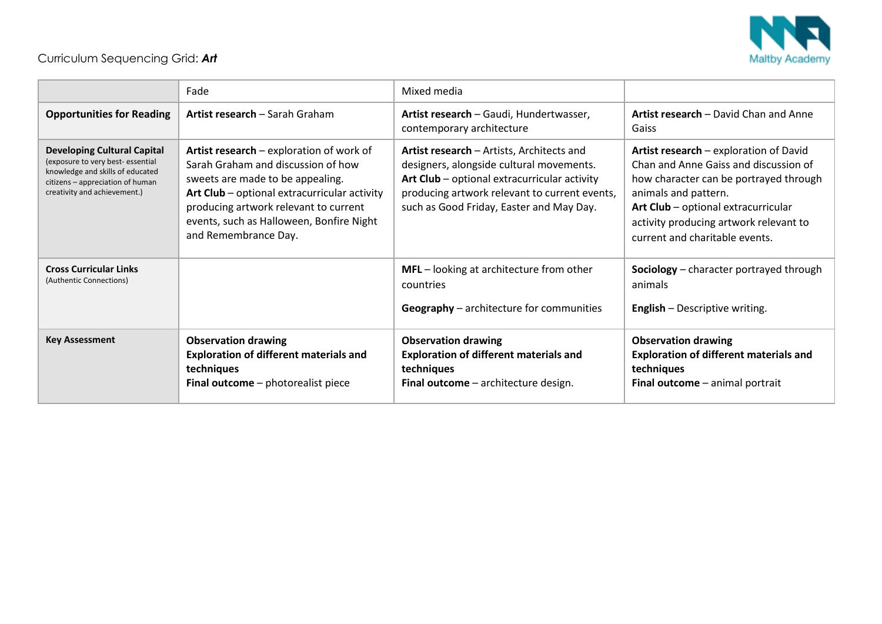Curriculum Sequencing Grid: ***Art***

| | Fade | Mixed media | |
|---|---|---|---|
| **Opportunities for Reading** | **Artist research** – Sarah Graham | **Artist research** – Gaudi, Hundertwasser, contemporary architecture | **Artist research** – David Chan and Anne Gaiss |
| **Developing Cultural Capital** (exposure to very best- essential knowledge and skills of educated citizens – appreciation of human creativity and achievement.) | **Artist research** – exploration of work of Sarah Graham and discussion of how sweets are made to be appealing.<br>**Art Club** – optional extracurricular activity producing artwork relevant to current events, such as Halloween, Bonfire Night and Remembrance Day. | **Artist research** – Artists, Architects and designers, alongside cultural movements.<br>**Art Club** – optional extracurricular activity producing artwork relevant to current events, such as Good Friday, Easter and May Day. | **Artist research** – exploration of David Chan and Anne Gaiss and discussion of how character can be portrayed through animals and pattern.<br>**Art Club** – optional extracurricular activity producing artwork relevant to current and charitable events. |
| **Cross Curricular Links** (Authentic Connections) | | **MFL** – looking at architecture from other countries<br><br>**Geography** – architecture for communities | **Sociology** – character portrayed through animals<br><br>**English** – Descriptive writing. |
| **Key Assessment** | **Observation drawing**<br>**Exploration of different materials and techniques**<br>**Final outcome** – photorealist piece | **Observation drawing**<br>**Exploration of different materials and techniques**<br>**Final outcome** – architecture design. | **Observation drawing**<br>**Exploration of different materials and techniques**<br>**Final outcome** – animal portrait |